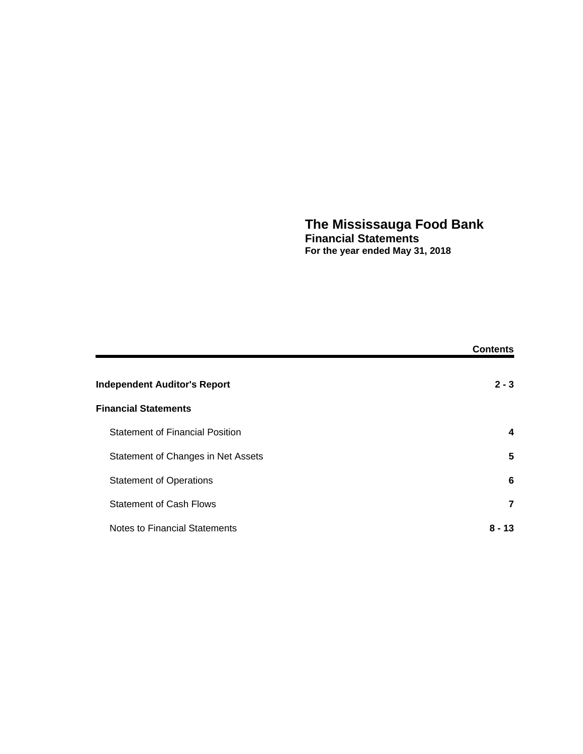# The Mississauga Food Bank
## Financial Statements
### For the year ended May 31, 2018

| | Contents |
|---|---|
| **Independent Auditor's Report** | **2 - 3** |
| **Financial Statements** | |
| Statement of Financial Position | **4** |
| Statement of Changes in Net Assets | **5** |
| Statement of Operations | **6** |
| Statement of Cash Flows | **7** |
| Notes to Financial Statements | **8 - 13** |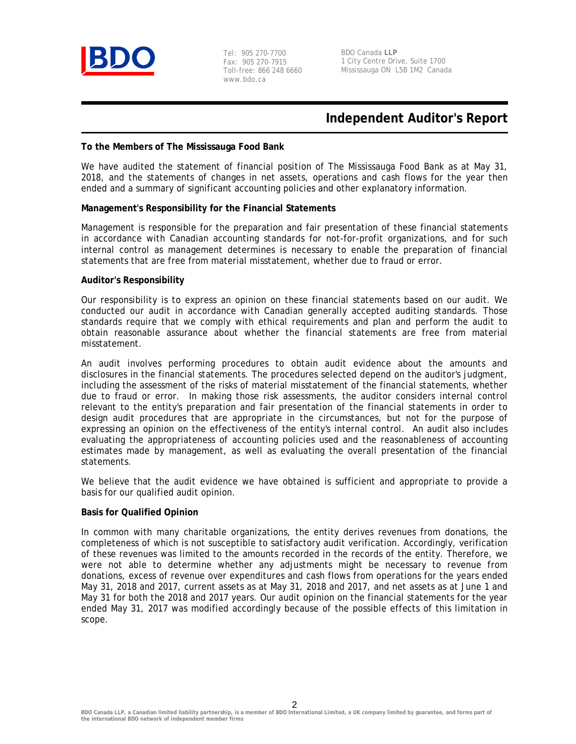# Independent Auditor's Report

**To the Members of The Mississauga Food Bank**

We have audited the statement of financial position of The Mississauga Food Bank as at May 31, 2018, and the statements of changes in net assets, operations and cash flows for the year then ended and a summary of significant accounting policies and other explanatory information.

**Management's Responsibility for the Financial Statements**

Management is responsible for the preparation and fair presentation of these financial statements in accordance with Canadian accounting standards for not-for-profit organizations, and for such internal control as management determines is necessary to enable the preparation of financial statements that are free from material misstatement, whether due to fraud or error.

**Auditor's Responsibility**

Our responsibility is to express an opinion on these financial statements based on our audit. We conducted our audit in accordance with Canadian generally accepted auditing standards. Those standards require that we comply with ethical requirements and plan and perform the audit to obtain reasonable assurance about whether the financial statements are free from material misstatement.

An audit involves performing procedures to obtain audit evidence about the amounts and disclosures in the financial statements. The procedures selected depend on the auditor's judgment, including the assessment of the risks of material misstatement of the financial statements, whether due to fraud or error. In making those risk assessments, the auditor considers internal control relevant to the entity's preparation and fair presentation of the financial statements in order to design audit procedures that are appropriate in the circumstances, but not for the purpose of expressing an opinion on the effectiveness of the entity's internal control. An audit also includes evaluating the appropriateness of accounting policies used and the reasonableness of accounting estimates made by management, as well as evaluating the overall presentation of the financial statements.

We believe that the audit evidence we have obtained is sufficient and appropriate to provide a basis for our qualified audit opinion.

**Basis for Qualified Opinion**

In common with many charitable organizations, the entity derives revenues from donations, the completeness of which is not susceptible to satisfactory audit verification. Accordingly, verification of these revenues was limited to the amounts recorded in the records of the entity. Therefore, we were not able to determine whether any adjustments might be necessary to revenue from donations, excess of revenue over expenditures and cash flows from operations for the years ended May 31, 2018 and 2017, current assets as at May 31, 2018 and 2017, and net assets as at June 1 and May 31 for both the 2018 and 2017 years. Our audit opinion on the financial statements for the year ended May 31, 2017 was modified accordingly because of the possible effects of this limitation in scope.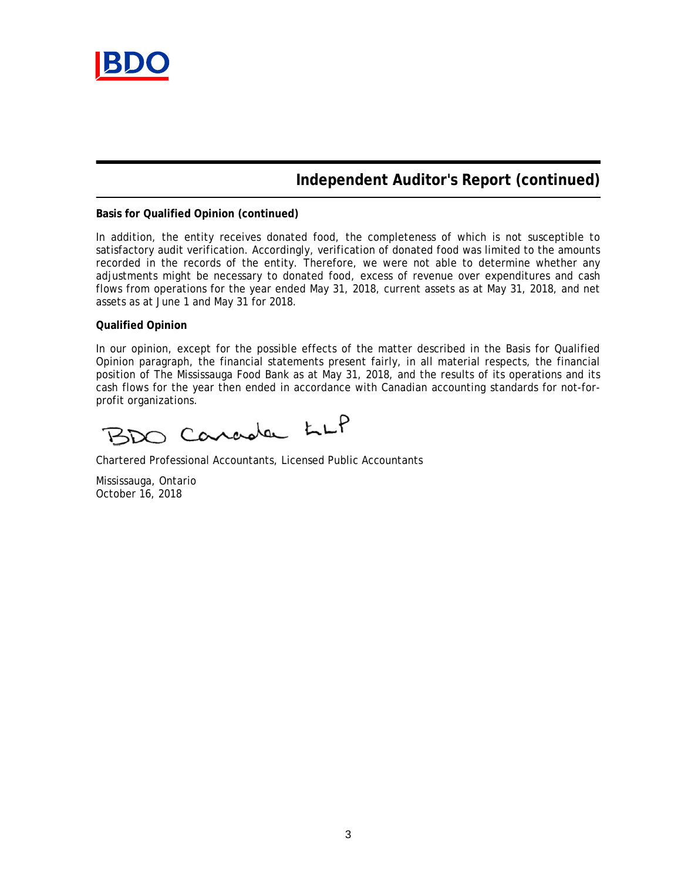## Independent Auditor's Report (continued)

**Basis for Qualified Opinion (continued)**

In addition, the entity receives donated food, the completeness of which is not susceptible to satisfactory audit verification. Accordingly, verification of donated food was limited to the amounts recorded in the records of the entity. Therefore, we were not able to determine whether any adjustments might be necessary to donated food, excess of revenue over expenditures and cash flows from operations for the year ended May 31, 2018, current assets as at May 31, 2018, and net assets as at June 1 and May 31 for 2018.

**Qualified Opinion**

In our opinion, except for the possible effects of the matter described in the Basis for Qualified Opinion paragraph, the financial statements present fairly, in all material respects, the financial position of The Mississauga Food Bank as at May 31, 2018, and the results of its operations and its cash flows for the year then ended in accordance with Canadian accounting standards for not-for-profit organizations.

BDO Canada LLP

Chartered Professional Accountants, Licensed Public Accountants

Mississauga, Ontario
October 16, 2018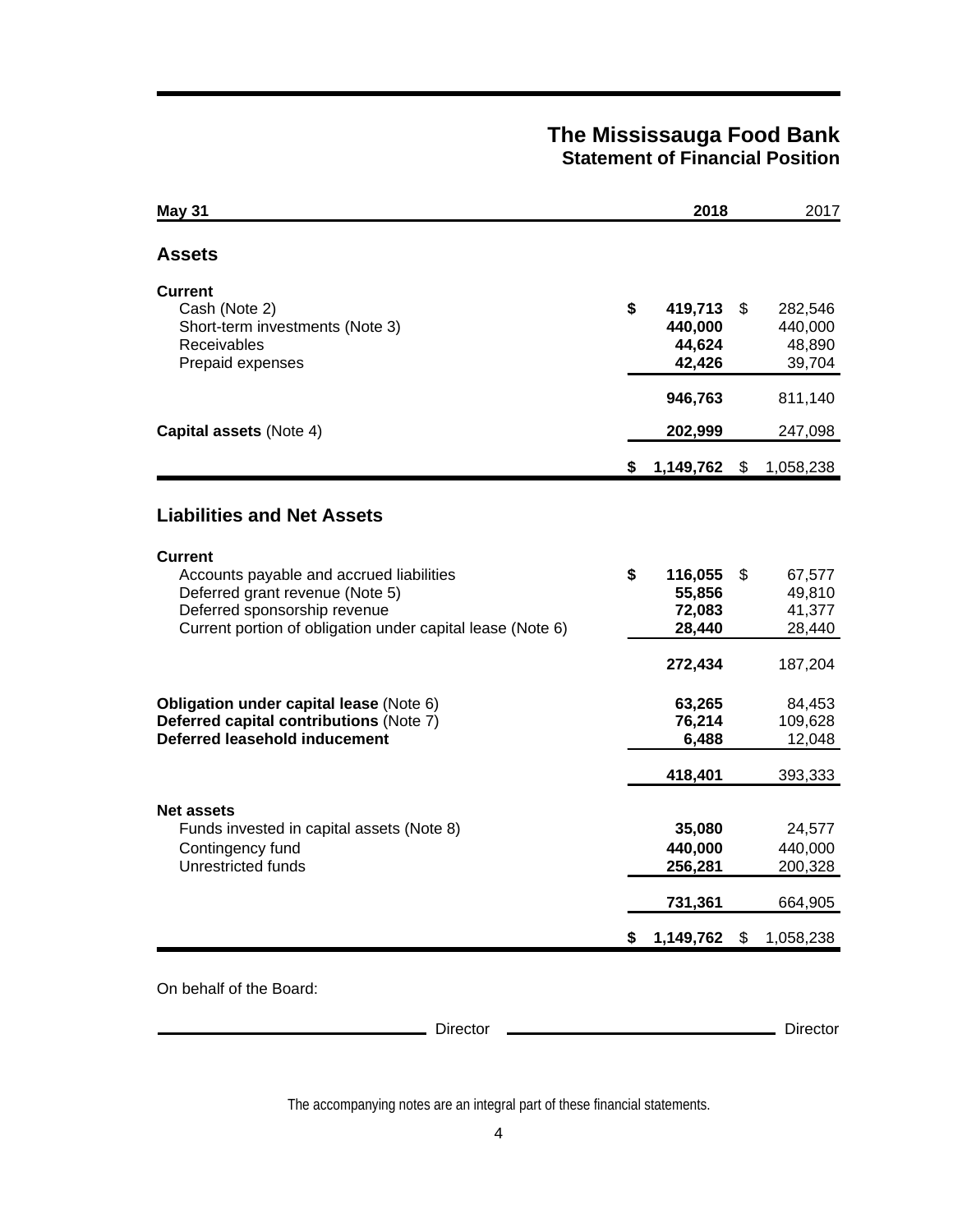# The Mississauga Food Bank
## Statement of Financial Position

| May 31 | 2018 | 2017 |
|---|---|---|
| **Assets** | | |
| **Current** | | |
| Cash (Note 2) | $ 419,713 | $ 282,546 |
| Short-term investments (Note 3) | 440,000 | 440,000 |
| Receivables | 44,624 | 48,890 |
| Prepaid expenses | 42,426 | 39,704 |
| | 946,763 | 811,140 |
| **Capital assets** (Note 4) | 202,999 | 247,098 |
| | $ 1,149,762 | $ 1,058,238 |
| **Liabilities and Net Assets** | | |
| **Current** | | |
| Accounts payable and accrued liabilities | $ 116,055 | $ 67,577 |
| Deferred grant revenue (Note 5) | 55,856 | 49,810 |
| Deferred sponsorship revenue | 72,083 | 41,377 |
| Current portion of obligation under capital lease (Note 6) | 28,440 | 28,440 |
| | 272,434 | 187,204 |
| **Obligation under capital lease** (Note 6) | 63,265 | 84,453 |
| **Deferred capital contributions** (Note 7) | 76,214 | 109,628 |
| **Deferred leasehold inducement** | 6,488 | 12,048 |
| | 418,401 | 393,333 |
| **Net assets** | | |
| Funds invested in capital assets (Note 8) | 35,080 | 24,577 |
| Contingency fund | 440,000 | 440,000 |
| Unrestricted funds | 256,281 | 200,328 |
| | 731,361 | 664,905 |
| | $ 1,149,762 | $ 1,058,238 |

On behalf of the Board:

_________________________ Director _________________________ Director

The accompanying notes are an integral part of these financial statements.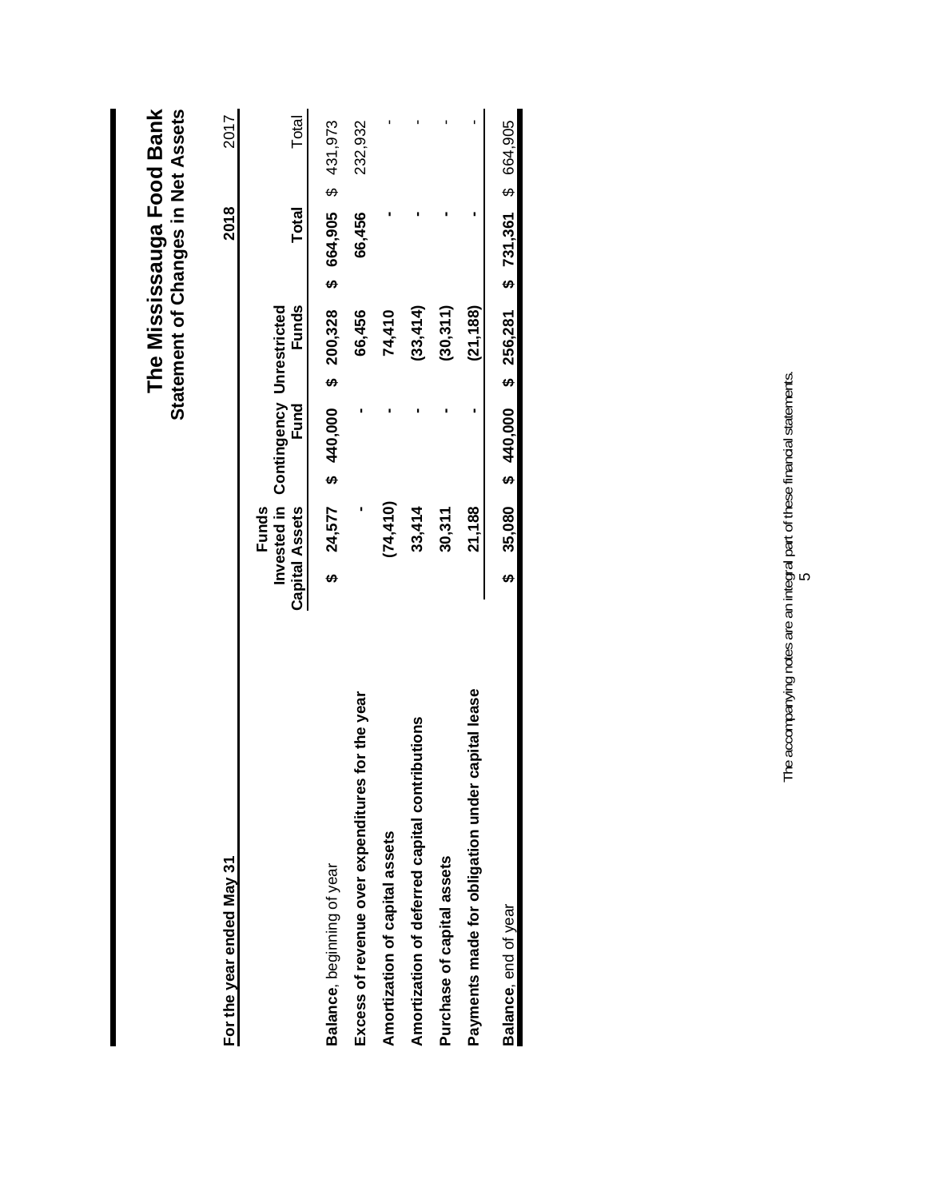# The Mississauga Food Bank

## Statement of Changes in Net Assets

**For the year ended May 31**

| | Funds Invested in Capital Assets | Contingency Fund | Unrestricted Funds | 2018 Total | 2017 Total |
|---|---|---|---|---|---|
| **Balance**, beginning of year | $ 24,577 | $ 440,000 | $ 200,328 | $ 664,905 | $ 431,973 |
| **Excess of revenue over expenditures for the year** | - | - | 66,456 | 66,456 | 232,932 |
| **Amortization of capital assets** | (74,410) | - | 74,410 | - | - |
| **Amortization of deferred capital contributions** | 33,414 | - | (33,414) | - | - |
| **Purchase of capital assets** | 30,311 | - | (30,311) | - | - |
| **Payments made for obligation under capital lease** | 21,188 | - | (21,188) | - | - |
| **Balance**, end of year | $ 35,080 | $ 440,000 | $ 256,281 | $ 731,361 | $ 664,905 |

The accompanying notes are an integral part of these financial statements.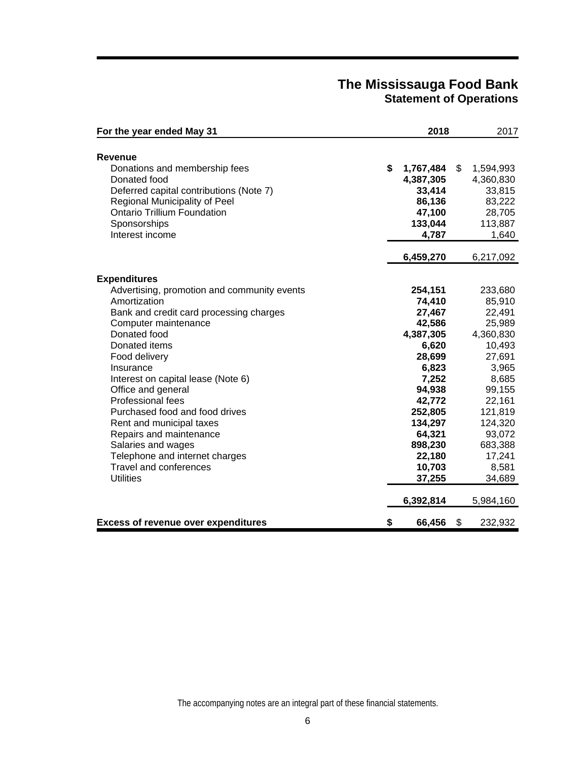# The Mississauga Food Bank
## Statement of Operations

| For the year ended May 31 | 2018 | 2017 |
|---|---|---|
| **Revenue** | | |
| Donations and membership fees | **$ 1,767,484** | $ 1,594,993 |
| Donated food | **4,387,305** | 4,360,830 |
| Deferred capital contributions (Note 7) | **33,414** | 33,815 |
| Regional Municipality of Peel | **86,136** | 83,222 |
| Ontario Trillium Foundation | **47,100** | 28,705 |
| Sponsorships | **133,044** | 113,887 |
| Interest income | **4,787** | 1,640 |
| | **6,459,270** | 6,217,092 |
| **Expenditures** | | |
| Advertising, promotion and community events | **254,151** | 233,680 |
| Amortization | **74,410** | 85,910 |
| Bank and credit card processing charges | **27,467** | 22,491 |
| Computer maintenance | **42,586** | 25,989 |
| Donated food | **4,387,305** | 4,360,830 |
| Donated items | **6,620** | 10,493 |
| Food delivery | **28,699** | 27,691 |
| Insurance | **6,823** | 3,965 |
| Interest on capital lease (Note 6) | **7,252** | 8,685 |
| Office and general | **94,938** | 99,155 |
| Professional fees | **42,772** | 22,161 |
| Purchased food and food drives | **252,805** | 121,819 |
| Rent and municipal taxes | **134,297** | 124,320 |
| Repairs and maintenance | **64,321** | 93,072 |
| Salaries and wages | **898,230** | 683,388 |
| Telephone and internet charges | **22,180** | 17,241 |
| Travel and conferences | **10,703** | 8,581 |
| Utilities | **37,255** | 34,689 |
| | **6,392,814** | 5,984,160 |
| **Excess of revenue over expenditures** | **$ 66,456** | $ 232,932 |

The accompanying notes are an integral part of these financial statements.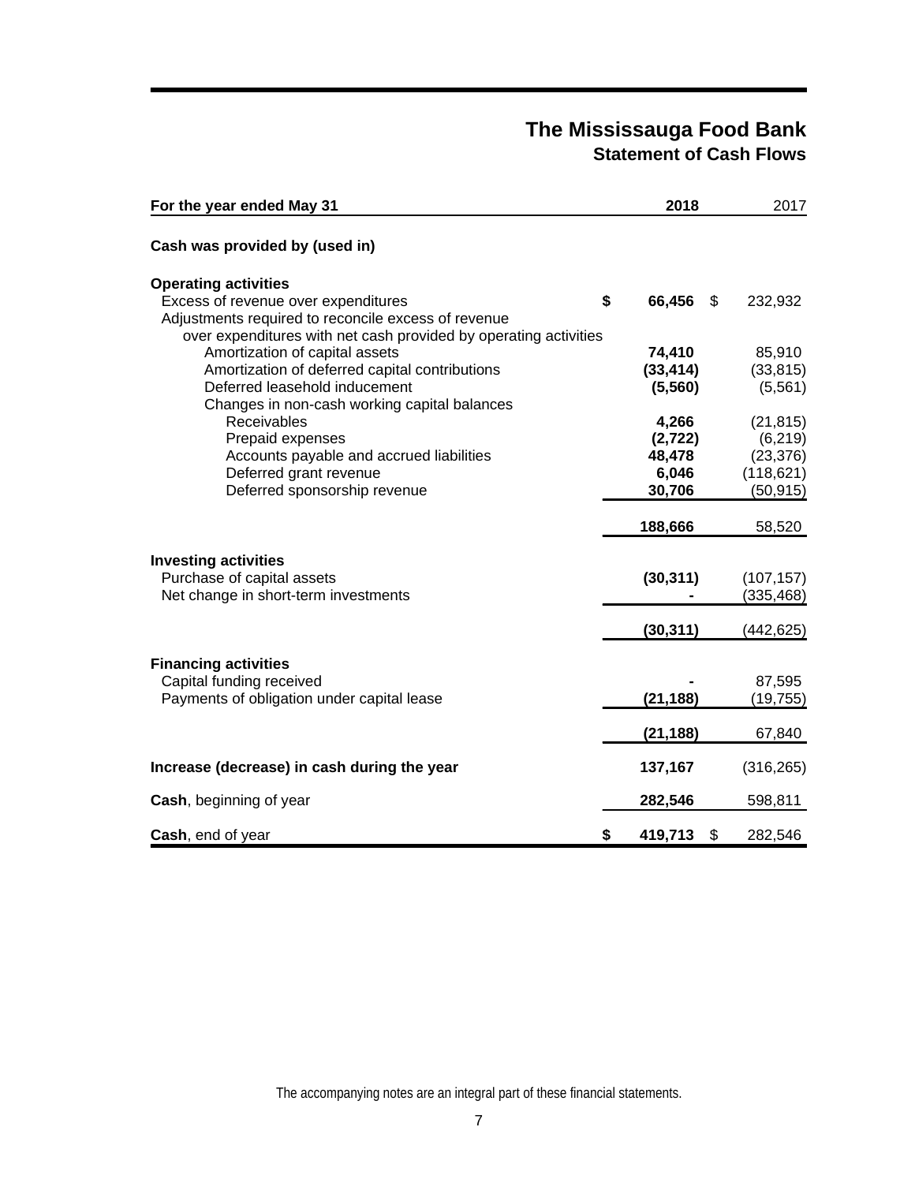# The Mississauga Food Bank

## Statement of Cash Flows

| For the year ended May 31 | 2018 | 2017 |
|---|---|---|
| **Cash was provided by (used in)** | | |
| **Operating activities** | | |
| Excess of revenue over expenditures | **$ 66,456** | $ 232,932 |
| Adjustments required to reconcile excess of revenue over expenditures with net cash provided by operating activities | | |
| Amortization of capital assets | **74,410** | 85,910 |
| Amortization of deferred capital contributions | **(33,414)** | (33,815) |
| Deferred leasehold inducement | **(5,560)** | (5,561) |
| Changes in non-cash working capital balances | | |
| Receivables | **4,266** | (21,815) |
| Prepaid expenses | **(2,722)** | (6,219) |
| Accounts payable and accrued liabilities | **48,478** | (23,376) |
| Deferred grant revenue | **6,046** | (118,621) |
| Deferred sponsorship revenue | **30,706** | (50,915) |
| | **188,666** | 58,520 |
| **Investing activities** | | |
| Purchase of capital assets | **(30,311)** | (107,157) |
| Net change in short-term investments | **-** | (335,468) |
| | **(30,311)** | (442,625) |
| **Financing activities** | | |
| Capital funding received | **-** | 87,595 |
| Payments of obligation under capital lease | **(21,188)** | (19,755) |
| | **(21,188)** | 67,840 |
| **Increase (decrease) in cash during the year** | **137,167** | (316,265) |
| **Cash**, beginning of year | **282,546** | 598,811 |
| **Cash**, end of year | **$ 419,713** | $ 282,546 |

The accompanying notes are an integral part of these financial statements.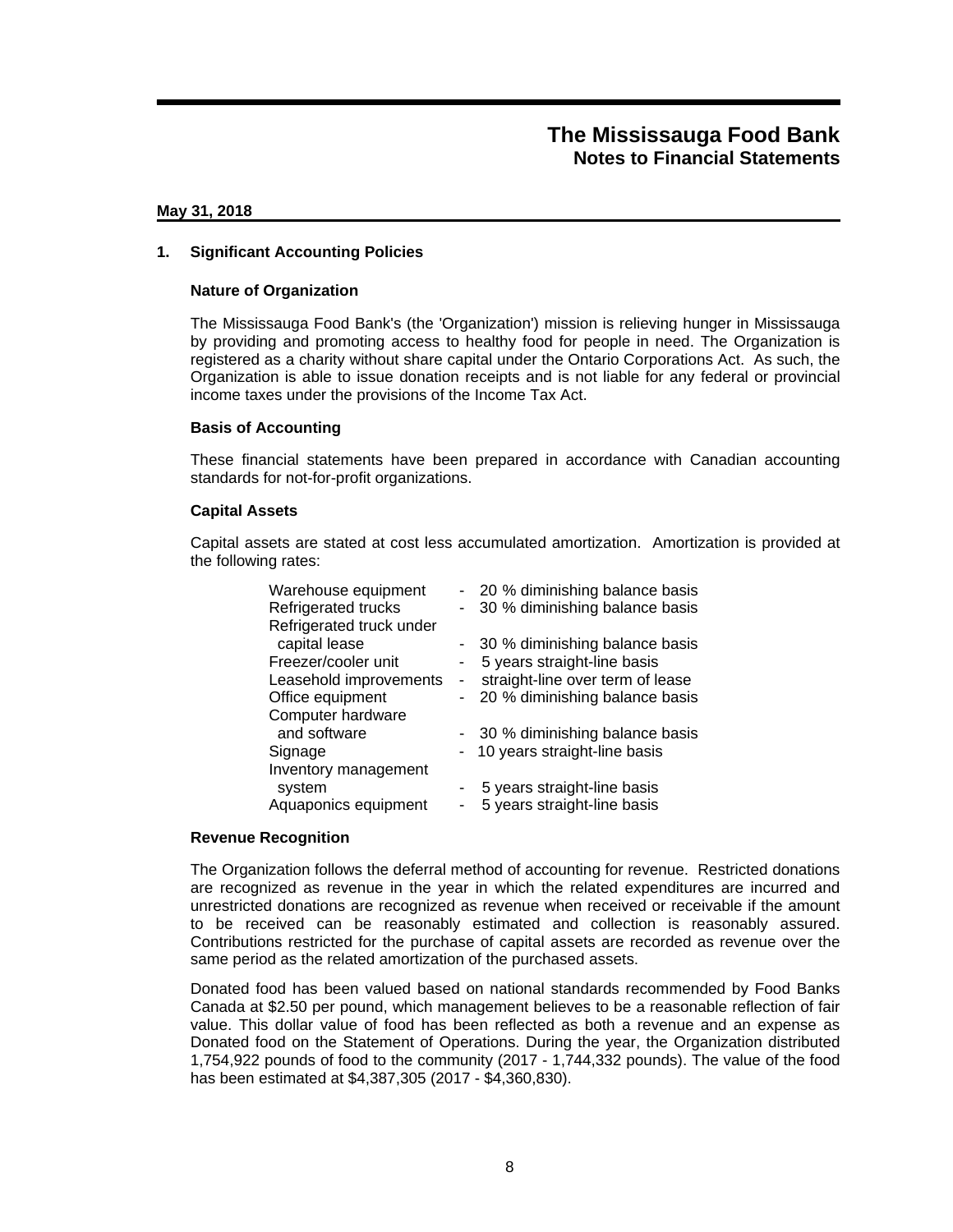# The Mississauga Food Bank
## Notes to Financial Statements

**May 31, 2018**

### 1. Significant Accounting Policies

**Nature of Organization**

The Mississauga Food Bank's (the 'Organization') mission is relieving hunger in Mississauga by providing and promoting access to healthy food for people in need. The Organization is registered as a charity without share capital under the Ontario Corporations Act. As such, the Organization is able to issue donation receipts and is not liable for any federal or provincial income taxes under the provisions of the Income Tax Act.

**Basis of Accounting**

These financial statements have been prepared in accordance with Canadian accounting standards for not-for-profit organizations.

**Capital Assets**

Capital assets are stated at cost less accumulated amortization. Amortization is provided at the following rates:

| | |
|---|---|
| Warehouse equipment | - 20 % diminishing balance basis |
| Refrigerated trucks | - 30 % diminishing balance basis |
| Refrigerated truck under capital lease | - 30 % diminishing balance basis |
| Freezer/cooler unit | - 5 years straight-line basis |
| Leasehold improvements | - straight-line over term of lease |
| Office equipment | - 20 % diminishing balance basis |
| Computer hardware and software | - 30 % diminishing balance basis |
| Signage | - 10 years straight-line basis |
| Inventory management system | - 5 years straight-line basis |
| Aquaponics equipment | - 5 years straight-line basis |

**Revenue Recognition**

The Organization follows the deferral method of accounting for revenue. Restricted donations are recognized as revenue in the year in which the related expenditures are incurred and unrestricted donations are recognized as revenue when received or receivable if the amount to be received can be reasonably estimated and collection is reasonably assured. Contributions restricted for the purchase of capital assets are recorded as revenue over the same period as the related amortization of the purchased assets.

Donated food has been valued based on national standards recommended by Food Banks Canada at $2.50 per pound, which management believes to be a reasonable reflection of fair value. This dollar value of food has been reflected as both a revenue and an expense as Donated food on the Statement of Operations. During the year, the Organization distributed 1,754,922 pounds of food to the community (2017 - 1,744,332 pounds). The value of the food has been estimated at $4,387,305 (2017 - $4,360,830).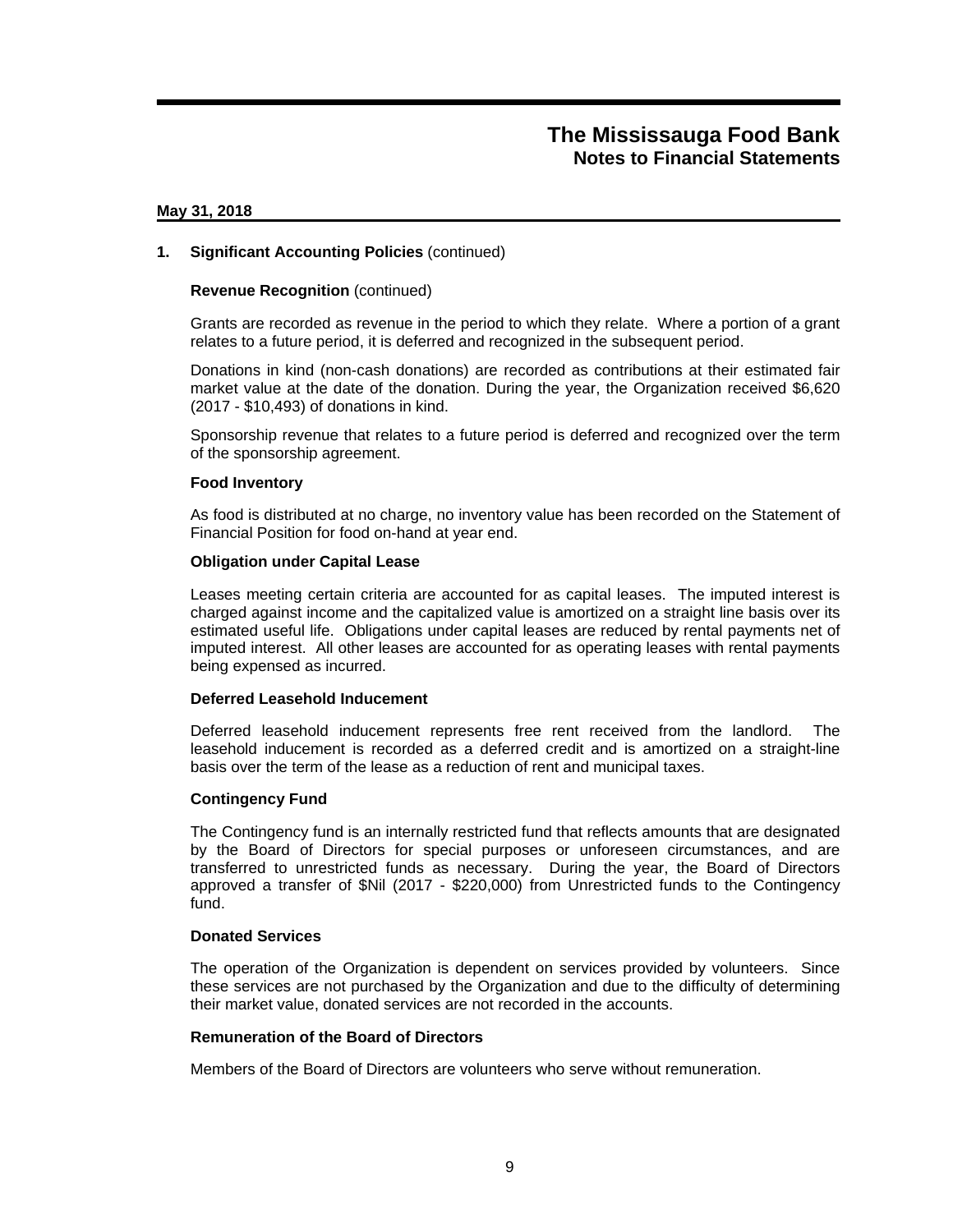**May 31, 2018**

## 1. Significant Accounting Policies (continued)

### Revenue Recognition (continued)

Grants are recorded as revenue in the period to which they relate. Where a portion of a grant relates to a future period, it is deferred and recognized in the subsequent period.

Donations in kind (non-cash donations) are recorded as contributions at their estimated fair market value at the date of the donation. During the year, the Organization received $6,620 (2017 - $10,493) of donations in kind.

Sponsorship revenue that relates to a future period is deferred and recognized over the term of the sponsorship agreement.

### Food Inventory

As food is distributed at no charge, no inventory value has been recorded on the Statement of Financial Position for food on-hand at year end.

### Obligation under Capital Lease

Leases meeting certain criteria are accounted for as capital leases. The imputed interest is charged against income and the capitalized value is amortized on a straight line basis over its estimated useful life. Obligations under capital leases are reduced by rental payments net of imputed interest. All other leases are accounted for as operating leases with rental payments being expensed as incurred.

### Deferred Leasehold Inducement

Deferred leasehold inducement represents free rent received from the landlord. The leasehold inducement is recorded as a deferred credit and is amortized on a straight-line basis over the term of the lease as a reduction of rent and municipal taxes.

### Contingency Fund

The Contingency fund is an internally restricted fund that reflects amounts that are designated by the Board of Directors for special purposes or unforeseen circumstances, and are transferred to unrestricted funds as necessary. During the year, the Board of Directors approved a transfer of $Nil (2017 - $220,000) from Unrestricted funds to the Contingency fund.

### Donated Services

The operation of the Organization is dependent on services provided by volunteers. Since these services are not purchased by the Organization and due to the difficulty of determining their market value, donated services are not recorded in the accounts.

### Remuneration of the Board of Directors

Members of the Board of Directors are volunteers who serve without remuneration.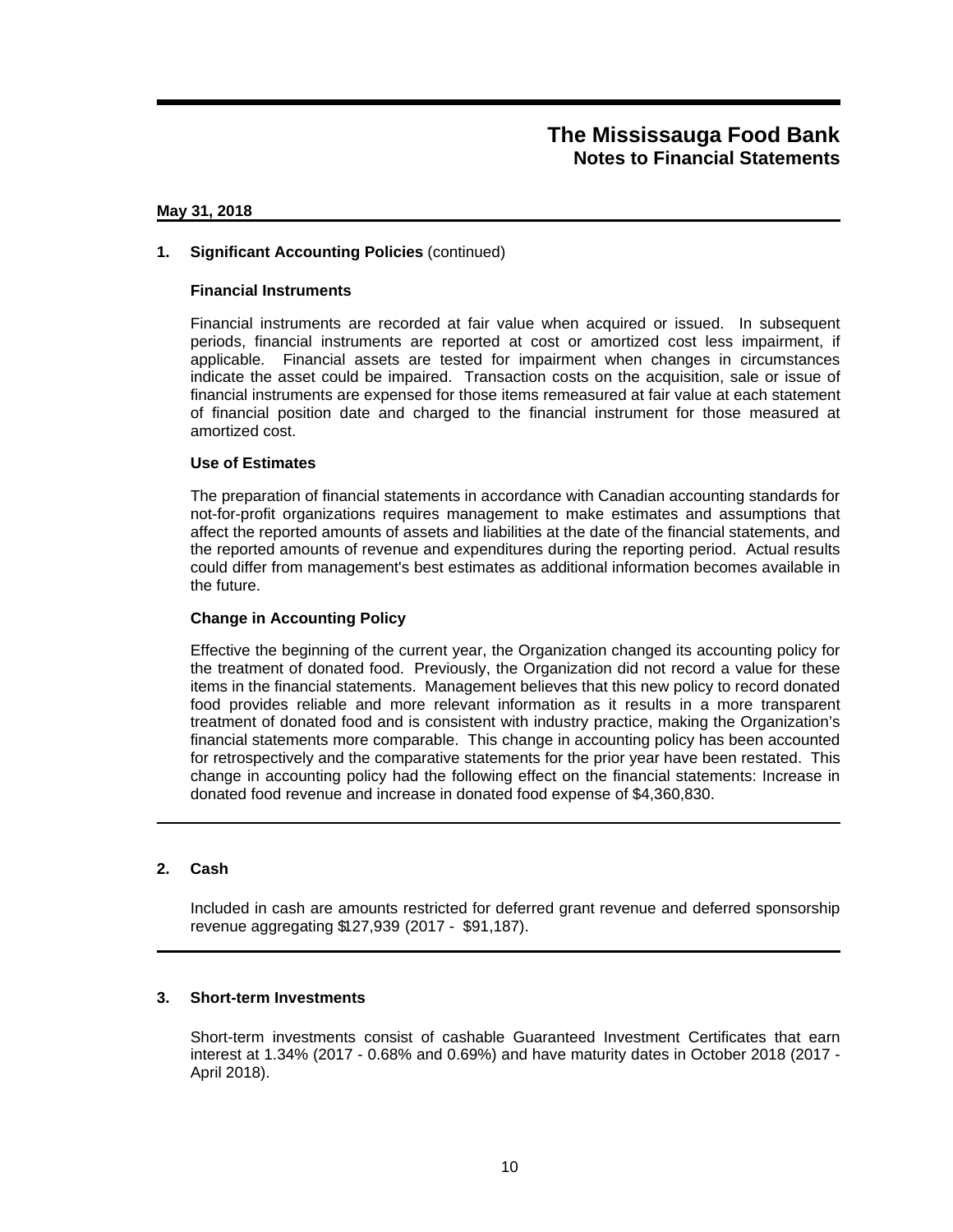# The Mississauga Food Bank
## Notes to Financial Statements

**May 31, 2018**

**1. Significant Accounting Policies** (continued)

**Financial Instruments**

Financial instruments are recorded at fair value when acquired or issued. In subsequent periods, financial instruments are reported at cost or amortized cost less impairment, if applicable. Financial assets are tested for impairment when changes in circumstances indicate the asset could be impaired. Transaction costs on the acquisition, sale or issue of financial instruments are expensed for those items remeasured at fair value at each statement of financial position date and charged to the financial instrument for those measured at amortized cost.

**Use of Estimates**

The preparation of financial statements in accordance with Canadian accounting standards for not-for-profit organizations requires management to make estimates and assumptions that affect the reported amounts of assets and liabilities at the date of the financial statements, and the reported amounts of revenue and expenditures during the reporting period. Actual results could differ from management's best estimates as additional information becomes available in the future.

**Change in Accounting Policy**

Effective the beginning of the current year, the Organization changed its accounting policy for the treatment of donated food. Previously, the Organization did not record a value for these items in the financial statements. Management believes that this new policy to record donated food provides reliable and more relevant information as it results in a more transparent treatment of donated food and is consistent with industry practice, making the Organization's financial statements more comparable. This change in accounting policy has been accounted for retrospectively and the comparative statements for the prior year have been restated. This change in accounting policy had the following effect on the financial statements: Increase in donated food revenue and increase in donated food expense of $4,360,830.

**2. Cash**

Included in cash are amounts restricted for deferred grant revenue and deferred sponsorship revenue aggregating $127,939 (2017 - $91,187).

**3. Short-term Investments**

Short-term investments consist of cashable Guaranteed Investment Certificates that earn interest at 1.34% (2017 - 0.68% and 0.69%) and have maturity dates in October 2018 (2017 - April 2018).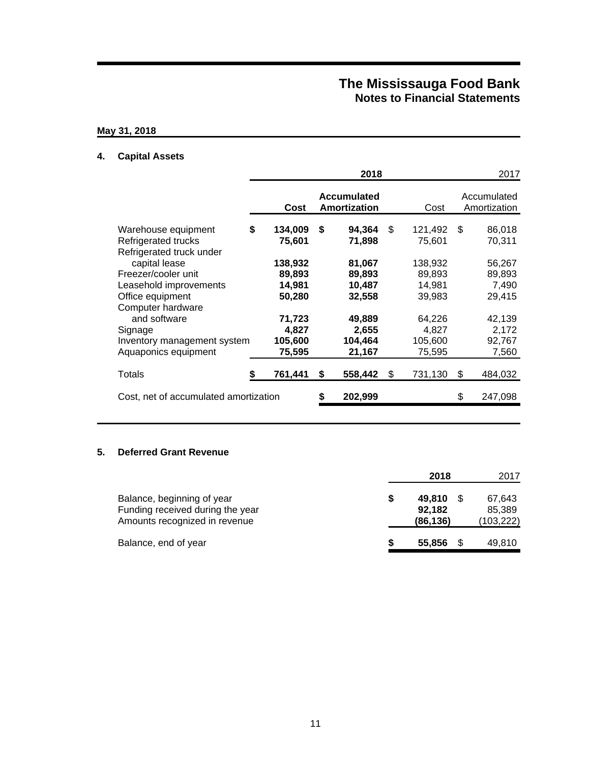# The Mississauga Food Bank
## Notes to Financial Statements

**May 31, 2018**

### 4. Capital Assets

| | 2018 | | 2017 | |
|---|---|---|---|---|
| | **Cost** | **Accumulated Amortization** | Cost | Accumulated Amortization |
| Warehouse equipment | **$ 134,009** | **$ 94,364** | $ 121,492 | $ 86,018 |
| Refrigerated trucks | **75,601** | **71,898** | 75,601 | 70,311 |
| Refrigerated truck under capital lease | **138,932** | **81,067** | 138,932 | 56,267 |
| Freezer/cooler unit | **89,893** | **89,893** | 89,893 | 89,893 |
| Leasehold improvements | **14,981** | **10,487** | 14,981 | 7,490 |
| Office equipment | **50,280** | **32,558** | 39,983 | 29,415 |
| Computer hardware and software | **71,723** | **49,889** | 64,226 | 42,139 |
| Signage | **4,827** | **2,655** | 4,827 | 2,172 |
| Inventory management system | **105,600** | **104,464** | 105,600 | 92,767 |
| Aquaponics equipment | **75,595** | **21,167** | 75,595 | 7,560 |
| Totals | **$ 761,441** | **$ 558,442** | $ 731,130 | $ 484,032 |
| Cost, net of accumulated amortization | | **$ 202,999** | | $ 247,098 |

### 5. Deferred Grant Revenue

| | 2018 | 2017 |
|---|---|---|
| Balance, beginning of year | **$ 49,810** | $ 67,643 |
| Funding received during the year | **92,182** | 85,389 |
| Amounts recognized in revenue | **(86,136)** | (103,222) |
| Balance, end of year | **$ 55,856** | $ 49,810 |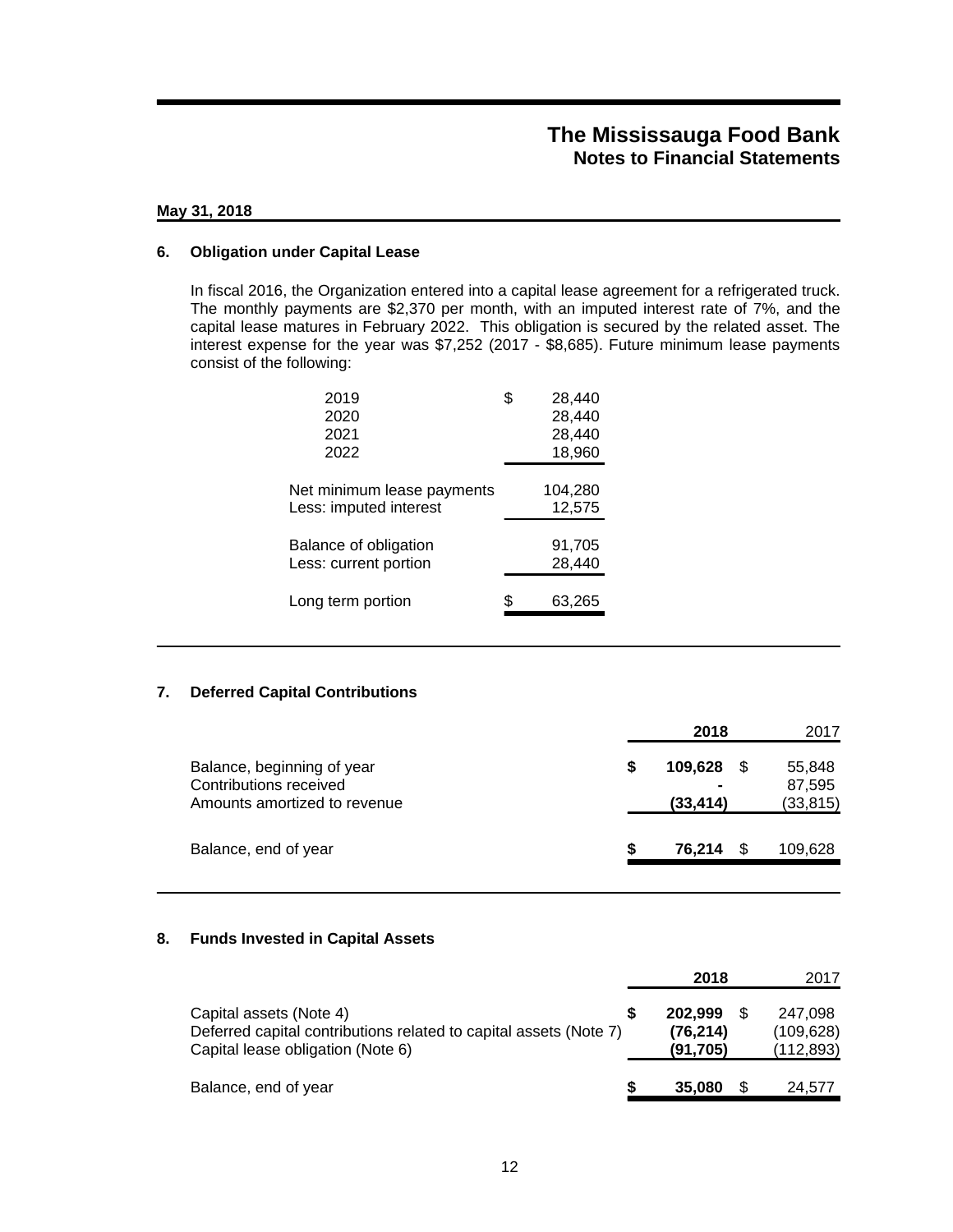# The Mississauga Food Bank
## Notes to Financial Statements

**May 31, 2018**

### 6. Obligation under Capital Lease

In fiscal 2016, the Organization entered into a capital lease agreement for a refrigerated truck. The monthly payments are $2,370 per month, with an imputed interest rate of 7%, and the capital lease matures in February 2022. This obligation is secured by the related asset. The interest expense for the year was $7,252 (2017 - $8,685). Future minimum lease payments consist of the following:

| | |
|---|---|
| 2019 | $ 28,440 |
| 2020 | 28,440 |
| 2021 | 28,440 |
| 2022 | 18,960 |
| Net minimum lease payments | 104,280 |
| Less: imputed interest | 12,575 |
| Balance of obligation | 91,705 |
| Less: current portion | 28,440 |
| Long term portion | $ 63,265 |

### 7. Deferred Capital Contributions

| | **2018** | 2017 |
|---|---|---|
| Balance, beginning of year | **$ 109,628** | $ 55,848 |
| Contributions received | **-** | 87,595 |
| Amounts amortized to revenue | **(33,414)** | (33,815) |
| Balance, end of year | **$ 76,214** | $ 109,628 |

### 8. Funds Invested in Capital Assets

| | **2018** | 2017 |
|---|---|---|
| Capital assets (Note 4) | **$ 202,999** | $ 247,098 |
| Deferred capital contributions related to capital assets (Note 7) | **(76,214)** | (109,628) |
| Capital lease obligation (Note 6) | **(91,705)** | (112,893) |
| Balance, end of year | **$ 35,080** | $ 24,577 |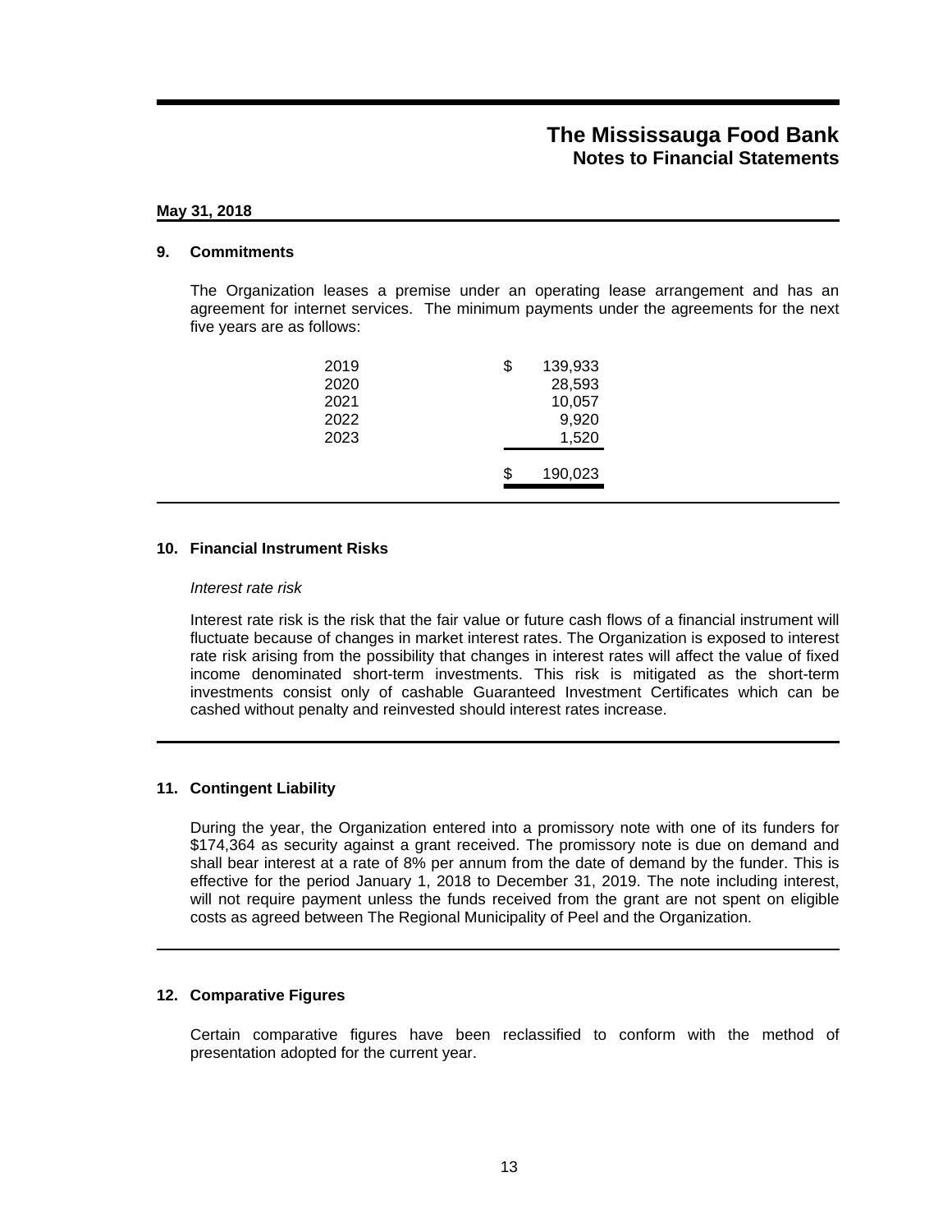# The Mississauga Food Bank
## Notes to Financial Statements

**May 31, 2018**

### 9. Commitments

The Organization leases a premise under an operating lease arrangement and has an agreement for internet services. The minimum payments under the agreements for the next five years are as follows:

| | | |
|---|---|---|
| 2019 | $ | 139,933 |
| 2020 | | 28,593 |
| 2021 | | 10,057 |
| 2022 | | 9,920 |
| 2023 | | 1,520 |
| | $ | 190,023 |

### 10. Financial Instrument Risks

*Interest rate risk*

Interest rate risk is the risk that the fair value or future cash flows of a financial instrument will fluctuate because of changes in market interest rates. The Organization is exposed to interest rate risk arising from the possibility that changes in interest rates will affect the value of fixed income denominated short-term investments. This risk is mitigated as the short-term investments consist only of cashable Guaranteed Investment Certificates which can be cashed without penalty and reinvested should interest rates increase.

### 11. Contingent Liability

During the year, the Organization entered into a promissory note with one of its funders for $174,364 as security against a grant received. The promissory note is due on demand and shall bear interest at a rate of 8% per annum from the date of demand by the funder. This is effective for the period January 1, 2018 to December 31, 2019. The note including interest, will not require payment unless the funds received from the grant are not spent on eligible costs as agreed between The Regional Municipality of Peel and the Organization.

### 12. Comparative Figures

Certain comparative figures have been reclassified to conform with the method of presentation adopted for the current year.